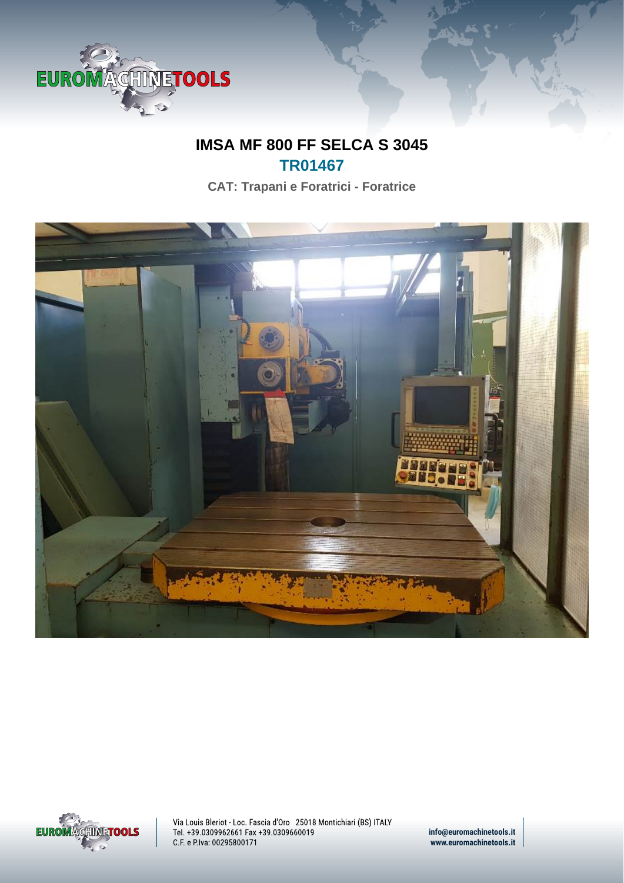# IMSA MF 800 FF SELCA S 3045

## TR01467

**CAT: Trapani e Foratrici - Foratrice**

Via Louis Bleriot - Loc. Fascia d'Oro 25018 Montichiari (BS) ITALY
Tel. +39.0309962661 Fax +39.0309660019
C.F. e P.Iva: 00295800171

info@euromachinetools.it
www.euromachinetools.it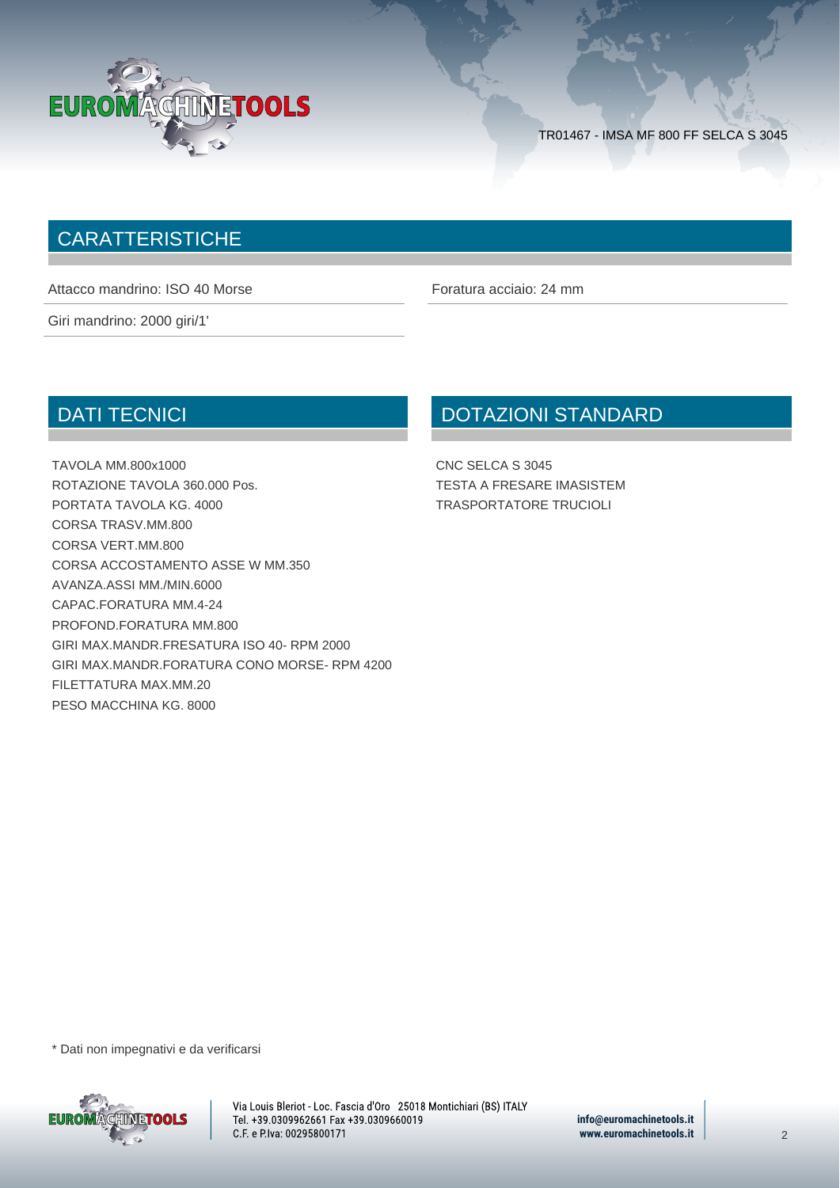## CARATTERISTICHE

Attacco mandrino: ISO 40 Morse

Foratura acciaio: 24 mm

Giri mandrino: 2000 giri/1'

## DATI TECNICI

TAVOLA MM.800x1000
ROTAZIONE TAVOLA 360.000 Pos.
PORTATA TAVOLA KG. 4000
CORSA TRASV.MM.800
CORSA VERT.MM.800
CORSA ACCOSTAMENTO ASSE W MM.350
AVANZA.ASSI MM./MIN.6000
CAPAC.FORATURA MM.4-24
PROFOND.FORATURA MM.800
GIRI MAX.MANDR.FRESATURA ISO 40- RPM 2000
GIRI MAX.MANDR.FORATURA CONO MORSE- RPM 4200
FILETTATURA MAX.MM.20
PESO MACCHINA KG. 8000

## DOTAZIONI STANDARD

CNC SELCA S 3045
TESTA A FRESARE IMASISTEM
TRASPORTATORE TRUCIOLI

* Dati non impegnativi e da verificarsi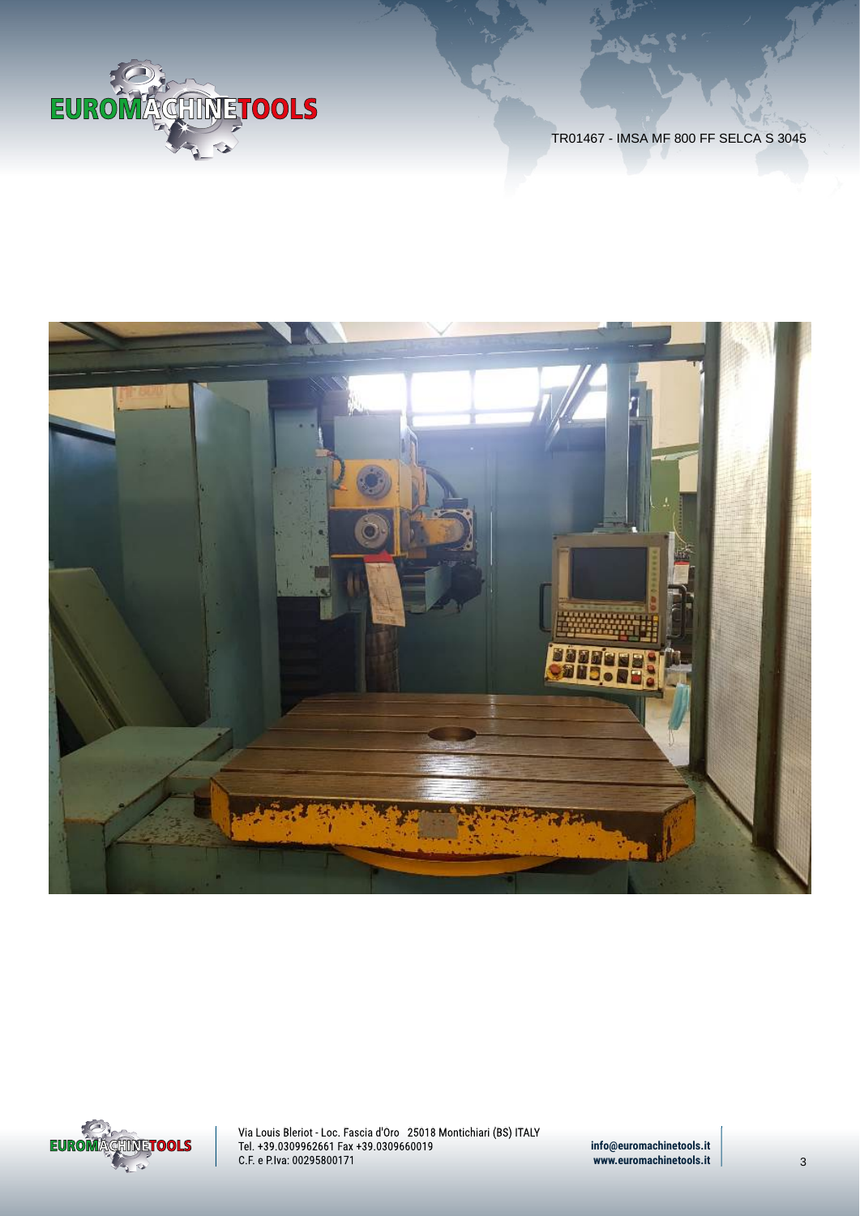TR01467 - IMSA MF 800 FF SELCA S 3045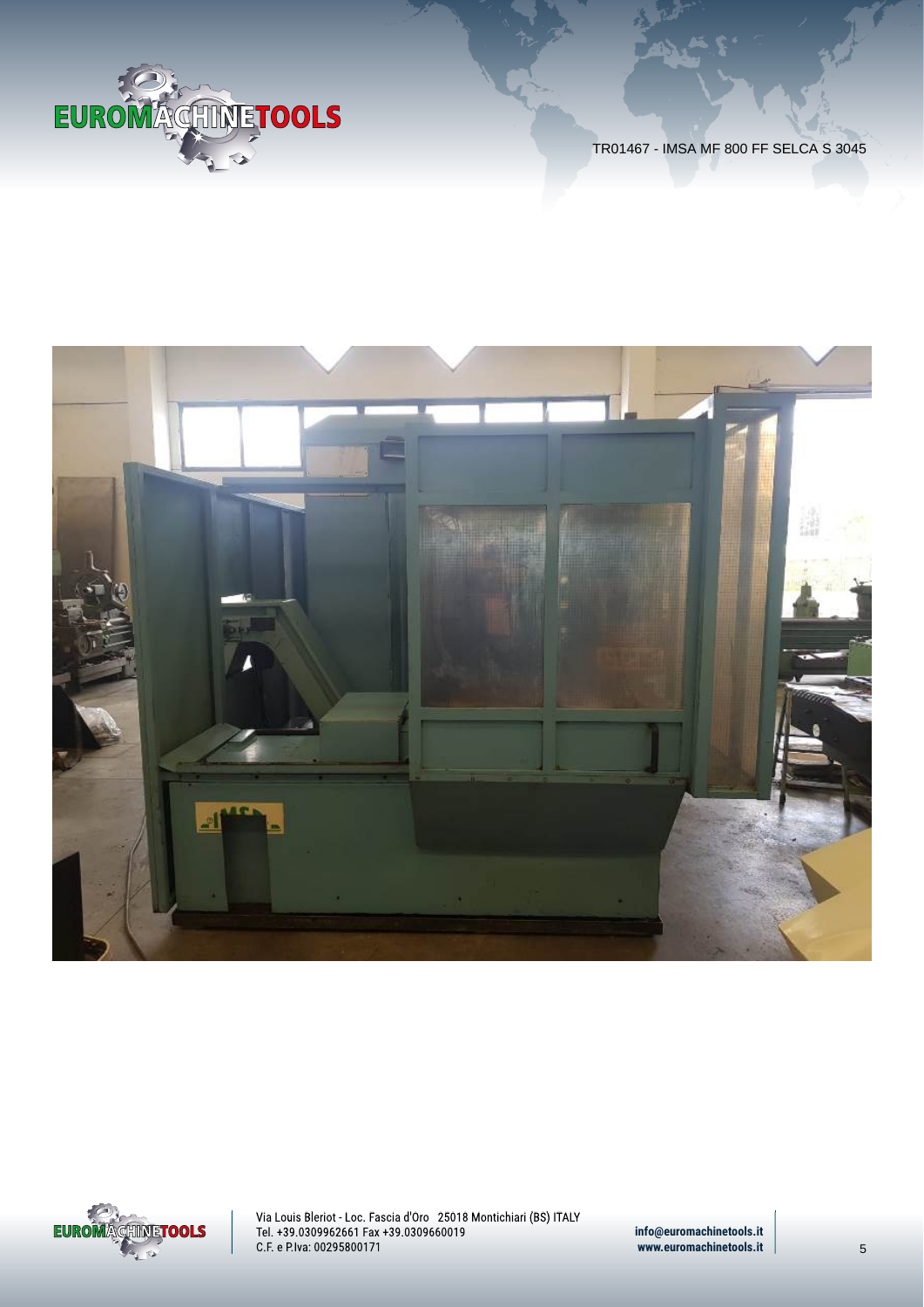TR01467 - IMSA MF 800 FF SELCA S 3045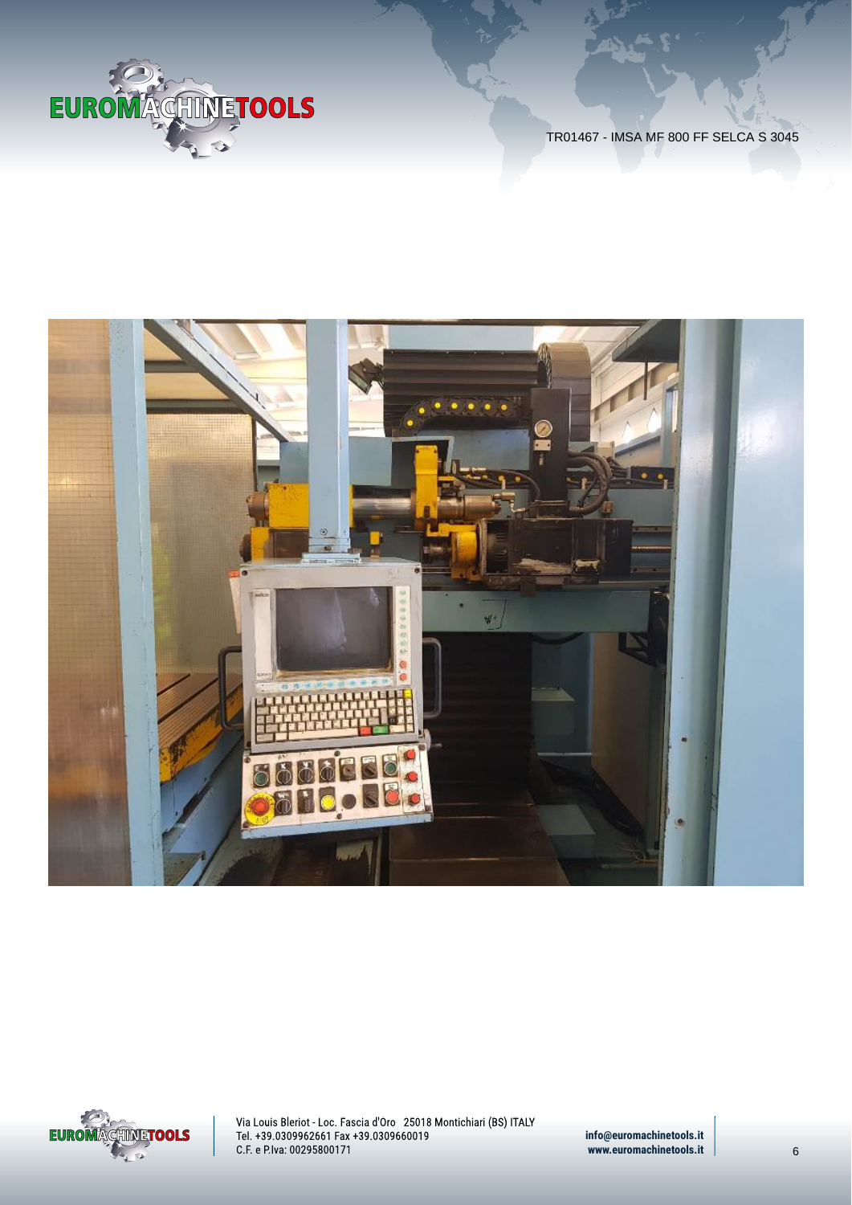TR01467 - IMSA MF 800 FF SELCA S 3045